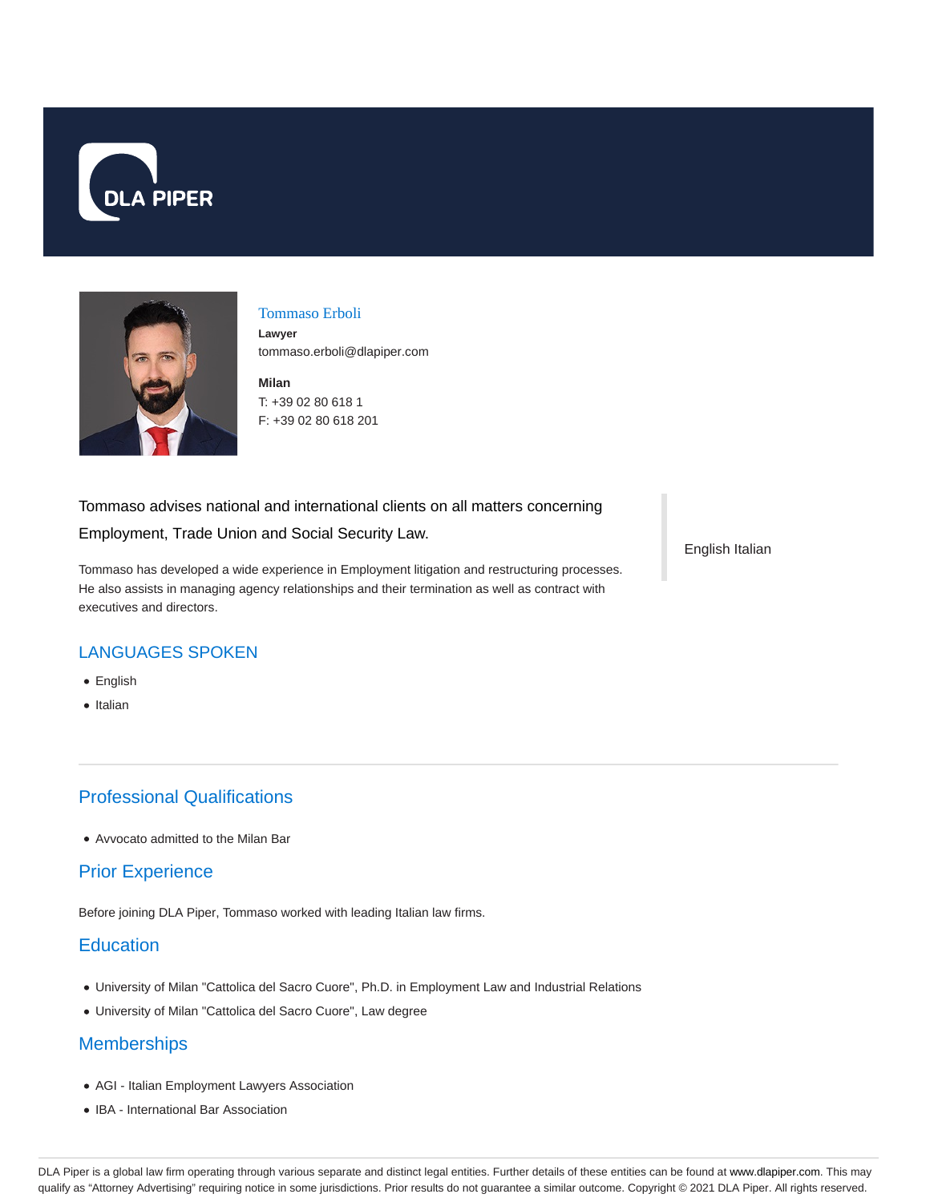DLA PIPER

## Tommaso Erboli

**Lawyer**
tommaso.erboli@dlapiper.com

**Milan**
T: +39 02 80 618 1
F: +39 02 80 618 201

Tommaso advises national and international clients on all matters concerning Employment, Trade Union and Social Security Law.

Tommaso has developed a wide experience in Employment litigation and restructuring processes. He also assists in managing agency relationships and their termination as well as contract with executives and directors.

English Italian

## LANGUAGES SPOKEN

- English
- Italian

## Professional Qualifications

- Avvocato admitted to the Milan Bar

## Prior Experience

Before joining DLA Piper, Tommaso worked with leading Italian law firms.

## Education

- University of Milan "Cattolica del Sacro Cuore", Ph.D. in Employment Law and Industrial Relations
- University of Milan "Cattolica del Sacro Cuore", Law degree

## Memberships

- AGI - Italian Employment Lawyers Association
- IBA - International Bar Association

DLA Piper is a global law firm operating through various separate and distinct legal entities. Further details of these entities can be found at www.dlapiper.com. This may qualify as "Attorney Advertising" requiring notice in some jurisdictions. Prior results do not guarantee a similar outcome. Copyright © 2021 DLA Piper. All rights reserved.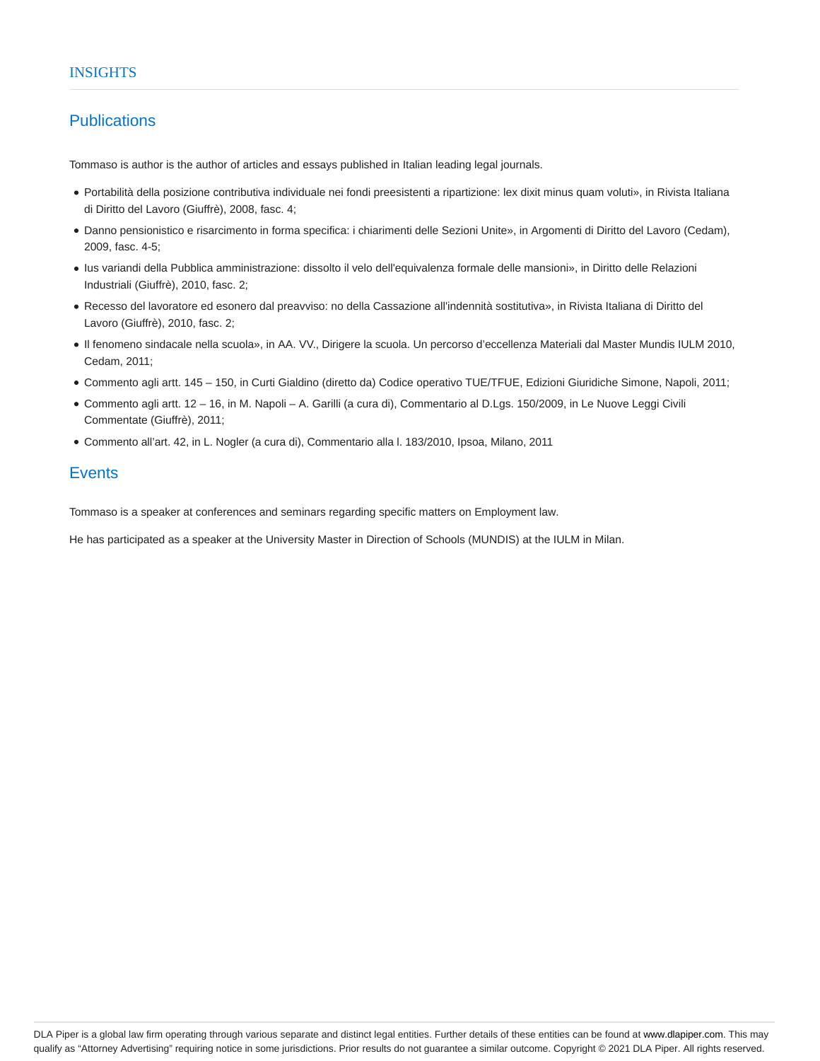# INSIGHTS

## Publications

Tommaso is author is the author of articles and essays published in Italian leading legal journals.

- Portabilità della posizione contributiva individuale nei fondi preesistenti a ripartizione: lex dixit minus quam voluti», in Rivista Italiana di Diritto del Lavoro (Giuffrè), 2008, fasc. 4;
- Danno pensionistico e risarcimento in forma specifica: i chiarimenti delle Sezioni Unite», in Argomenti di Diritto del Lavoro (Cedam), 2009, fasc. 4-5;
- Ius variandi della Pubblica amministrazione: dissolto il velo dell'equivalenza formale delle mansioni», in Diritto delle Relazioni Industriali (Giuffrè), 2010, fasc. 2;
- Recesso del lavoratore ed esonero dal preavviso: no della Cassazione all'indennità sostitutiva», in Rivista Italiana di Diritto del Lavoro (Giuffrè), 2010, fasc. 2;
- Il fenomeno sindacale nella scuola», in AA. VV., Dirigere la scuola. Un percorso d'eccellenza Materiali dal Master Mundis IULM 2010, Cedam, 2011;
- Commento agli artt. 145 – 150, in Curti Gialdino (diretto da) Codice operativo TUE/TFUE, Edizioni Giuridiche Simone, Napoli, 2011;
- Commento agli artt. 12 – 16, in M. Napoli – A. Garilli (a cura di), Commentario al D.Lgs. 150/2009, in Le Nuove Leggi Civili Commentate (Giuffrè), 2011;
- Commento all'art. 42, in L. Nogler (a cura di), Commentario alla l. 183/2010, Ipsoa, Milano, 2011

## Events

Tommaso is a speaker at conferences and seminars regarding specific matters on Employment law.

He has participated as a speaker at the University Master in Direction of Schools (MUNDIS) at the IULM in Milan.